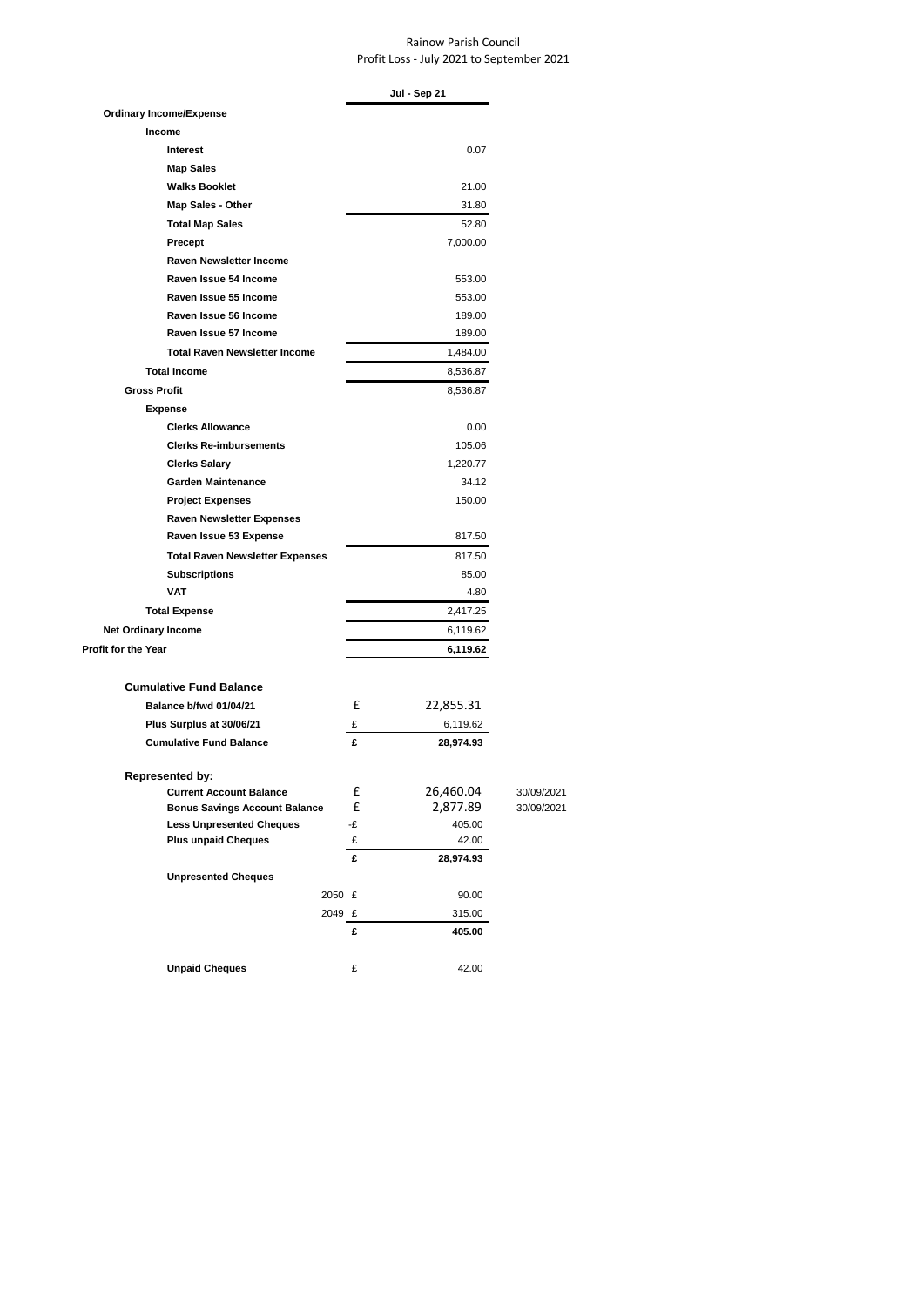# Rainow Parish Council

Profit Loss - July 2021 to September 2021

| | Jul - Sep 21 |
|---|---|
| **Ordinary Income/Expense** | |
| **Income** | |
| **Interest** | 0.07 |
| **Map Sales** | |
| **Walks Booklet** | 21.00 |
| **Map Sales - Other** | 31.80 |
| **Total Map Sales** | 52.80 |
| **Precept** | 7,000.00 |
| **Raven Newsletter Income** | |
| **Raven Issue 54 Income** | 553.00 |
| **Raven Issue 55 Income** | 553.00 |
| **Raven Issue 56 Income** | 189.00 |
| **Raven Issue 57 Income** | 189.00 |
| **Total Raven Newsletter Income** | 1,484.00 |
| **Total Income** | 8,536.87 |
| **Gross Profit** | 8,536.87 |
| **Expense** | |
| **Clerks Allowance** | 0.00 |
| **Clerks Re-imbursements** | 105.06 |
| **Clerks Salary** | 1,220.77 |
| **Garden Maintenance** | 34.12 |
| **Project Expenses** | 150.00 |
| **Raven Newsletter Expenses** | |
| **Raven Issue 53 Expense** | 817.50 |
| **Total Raven Newsletter Expenses** | 817.50 |
| **Subscriptions** | 85.00 |
| **VAT** | 4.80 |
| **Total Expense** | 2,417.25 |
| **Net Ordinary Income** | 6,119.62 |
| **Profit for the Year** | **6,119.62** |

**Cumulative Fund Balance**

| | | | |
|---|---|---|---|
| **Balance b/fwd 01/04/21** | £ | 22,855.31 | |
| **Plus Surplus at 30/06/21** | £ | 6,119.62 | |
| **Cumulative Fund Balance** | **£** | **28,974.93** | |

**Represented by:**

| | | | |
|---|---|---|---|
| **Current Account Balance** | £ | 26,460.04 | 30/09/2021 |
| **Bonus Savings Account Balance** | £ | 2,877.89 | 30/09/2021 |
| **Less Unpresented Cheques** | -£ | 405.00 | |
| **Plus unpaid Cheques** | £ | 42.00 | |
| | **£** | **28,974.93** | |

**Unpresented Cheques**

| | | |
|---|---|---|
| 2050 | £ | 90.00 |
| 2049 | £ | 315.00 |
| | **£** | **405.00** |

| | | |
|---|---|---|
| **Unpaid Cheques** | £ | 42.00 |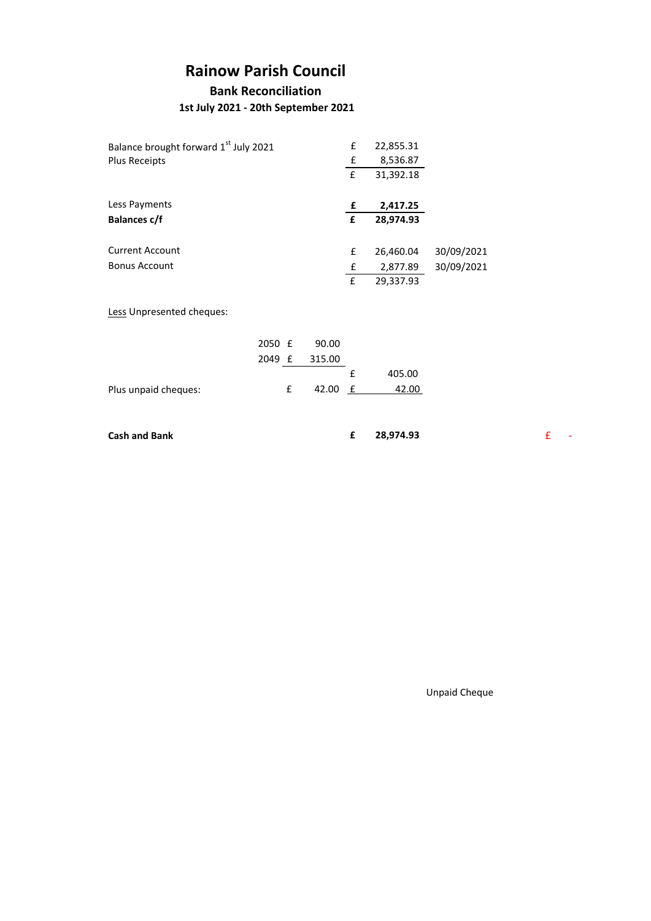# Rainow Parish Council

## Bank Reconciliation

### 1st July 2021 - 20th September 2021

| | | | | | |
|---|---|---|---|---|---|
| Balance brought forward 1st July 2021 | | | £ | 22,855.31 | |
| Plus Receipts | | | £ | 8,536.87 | |
| | | | £ | 31,392.18 | |
| | | | | | |
| Less Payments | | | **£** | **2,417.25** | |
| **Balances c/f** | | | **£** | **28,974.93** | |
| | | | | | |
| Current Account | | | £ | 26,460.04 | 30/09/2021 |
| Bonus Account | | | £ | 2,877.89 | 30/09/2021 |
| | | | £ | 29,337.93 | |
| | | | | | |
| Less Unpresented cheques: | | | | | |
| | 2050 | £ 90.00 | | | |
| | 2049 | £ 315.00 | | | |
| | | | £ | 405.00 | |
| Plus unpaid cheques: | | £ 42.00 | £ | 42.00 | |
| | | | | | |
| **Cash and Bank** | | | **£** | **28,974.93** | £ - |

Unpaid Cheque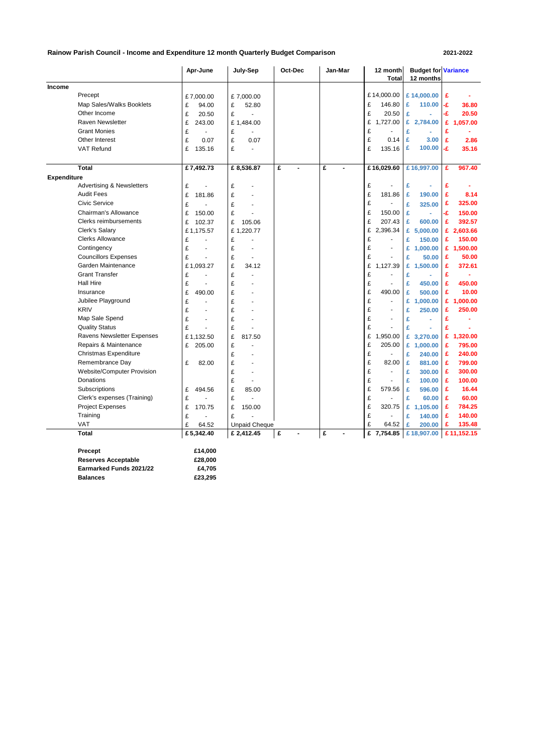**Rainow Parish Council - Income and Expenditure 12 month Quarterly Budget Comparison** 2021-2022

| | Apr-June | July-Sep | Oct-Dec | Jan-Mar | 12 month Total | Budget for 12 months | Variance |
|---|---|---|---|---|---|---|---|
| **Income** | | | | | | | |
| Precept | £ 7,000.00 | £ 7,000.00 | | | £ 14,000.00 | £ 14,000.00 | £ - |
| Map Sales/Walks Booklets | £ 94.00 | £ 52.80 | | | £ 146.80 | £ 110.00 | -£ 36.80 |
| Other Income | £ 20.50 | £ - | | | £ 20.50 | £ - | -£ 20.50 |
| Raven Newsletter | £ 243.00 | £ 1,484.00 | | | £ 1,727.00 | £ 2,784.00 | £ 1,057.00 |
| Grant Monies | £ - | £ - | | | £ - | £ - | £ - |
| Other Interest | £ 0.07 | £ 0.07 | | | £ 0.14 | £ 3.00 | £ 2.86 |
| VAT Refund | £ 135.16 | £ - | | | £ 135.16 | £ 100.00 | -£ 35.16 |
| **Total** | **£ 7,492.73** | **£ 8,536.87** | **£ -** | **£ -** | **£ 16,029.60** | **£ 16,997.00** | **£ 967.40** |
| **Expenditure** | | | | | | | |
| Advertising & Newsletters | £ - | £ - | | | £ - | £ - | £ - |
| Audit Fees | £ 181.86 | £ - | | | £ 181.86 | £ 190.00 | £ 8.14 |
| Civic Service | £ - | £ - | | | £ - | £ 325.00 | £ 325.00 |
| Chairman's Allowance | £ 150.00 | £ - | | | £ 150.00 | £ - | -£ 150.00 |
| Clerks reimbursements | £ 102.37 | £ 105.06 | | | £ 207.43 | £ 600.00 | £ 392.57 |
| Clerk's Salary | £ 1,175.57 | £ 1,220.77 | | | £ 2,396.34 | £ 5,000.00 | £ 2,603.66 |
| Clerks Allowance | £ - | £ - | | | £ - | £ 150.00 | £ 150.00 |
| Contingency | £ - | £ - | | | £ - | £ 1,000.00 | £ 1,500.00 |
| Councillors Expenses | £ - | £ - | | | £ - | £ 50.00 | £ 50.00 |
| Garden Maintenance | £ 1,093.27 | £ 34.12 | | | £ 1,127.39 | £ 1,500.00 | £ 372.61 |
| Grant Transfer | £ - | £ - | | | £ - | £ - | £ - |
| Hall Hire | £ - | £ - | | | £ - | £ 450.00 | £ 450.00 |
| Insurance | £ 490.00 | £ - | | | £ 490.00 | £ 500.00 | £ 10.00 |
| Jubilee Playground | £ - | £ - | | | £ - | £ 1,000.00 | £ 1,000.00 |
| KRIV | £ - | £ - | | | £ - | £ 250.00 | £ 250.00 |
| Map Sale Spend | £ - | £ - | | | £ - | £ - | £ - |
| Quality Status | £ - | £ - | | | £ - | £ - | £ - |
| Ravens Newsletter Expenses | £ 1,132.50 | £ 817.50 | | | £ 1,950.00 | £ 3,270.00 | £ 1,320.00 |
| Repairs & Maintenance | £ 205.00 | £ - | | | £ 205.00 | £ 1,000.00 | £ 795.00 |
| Christmas Expenditure | | £ - | | | £ - | £ 240.00 | £ 240.00 |
| Remembrance Day | £ 82.00 | £ - | | | £ 82.00 | £ 881.00 | £ 799.00 |
| Website/Computer Provision | | £ - | | | £ - | £ 300.00 | £ 300.00 |
| Donations | | £ - | | | £ - | £ 100.00 | £ 100.00 |
| Subscriptions | £ 494.56 | £ 85.00 | | | £ 579.56 | £ 596.00 | £ 16.44 |
| Clerk's expenses (Training) | £ - | £ - | | | £ - | £ 60.00 | £ 60.00 |
| Project Expenses | £ 170.75 | £ 150.00 | | | £ 320.75 | £ 1,105.00 | £ 784.25 |
| Training | £ - | £ - | | | £ - | £ 140.00 | £ 140.00 |
| VAT | £ 64.52 | Unpaid Cheque | | | £ 64.52 | £ 200.00 | £ 135.48 |
| **Total** | **£ 5,342.40** | **£ 2,412.45** | **£ -** | **£ -** | **£ 7,754.85** | **£ 18,907.00** | **£ 11,152.15** |

| | |
|---|---|
| **Precept** | **£14,000** |
| **Reserves Acceptable** | **£28,000** |
| **Earmarked Funds 2021/22** | **£4,705** |
| **Balances** | **£23,295** |